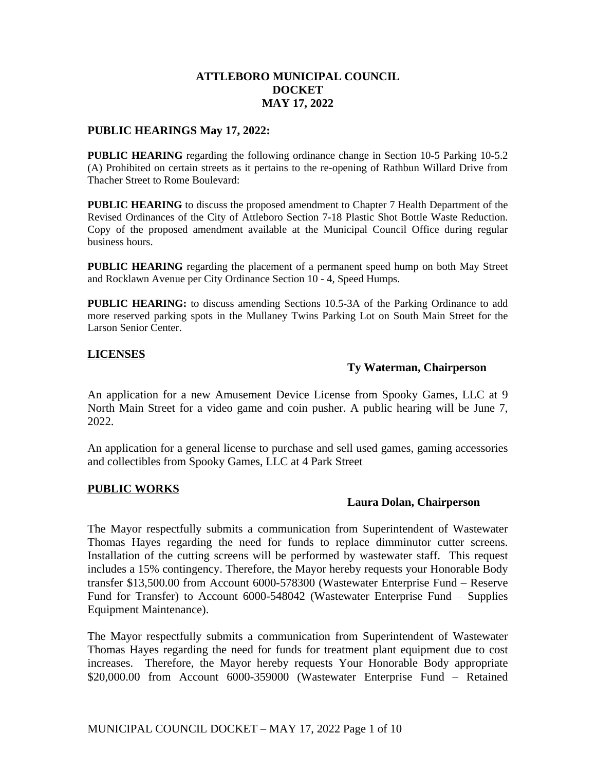# ATTLEBORO MUNICIPAL COUNCIL
# DOCKET
# MAY 17, 2022

**PUBLIC HEARINGS May 17, 2022:**

**PUBLIC HEARING** regarding the following ordinance change in Section 10-5 Parking 10-5.2 (A) Prohibited on certain streets as it pertains to the re-opening of Rathbun Willard Drive from Thacher Street to Rome Boulevard:

**PUBLIC HEARING** to discuss the proposed amendment to Chapter 7 Health Department of the Revised Ordinances of the City of Attleboro Section 7-18 Plastic Shot Bottle Waste Reduction. Copy of the proposed amendment available at the Municipal Council Office during regular business hours.

**PUBLIC HEARING** regarding the placement of a permanent speed hump on both May Street and Rocklawn Avenue per City Ordinance Section 10 - 4, Speed Humps.

**PUBLIC HEARING:** to discuss amending Sections 10.5-3A of the Parking Ordinance to add more reserved parking spots in the Mullaney Twins Parking Lot on South Main Street for the Larson Senior Center.

## LICENSES

**Ty Waterman, Chairperson**

An application for a new Amusement Device License from Spooky Games, LLC at 9 North Main Street for a video game and coin pusher. A public hearing will be June 7, 2022.

An application for a general license to purchase and sell used games, gaming accessories and collectibles from Spooky Games, LLC at 4 Park Street

## PUBLIC WORKS

**Laura Dolan, Chairperson**

The Mayor respectfully submits a communication from Superintendent of Wastewater Thomas Hayes regarding the need for funds to replace dimminutor cutter screens. Installation of the cutting screens will be performed by wastewater staff. This request includes a 15% contingency. Therefore, the Mayor hereby requests your Honorable Body transfer $13,500.00 from Account 6000-578300 (Wastewater Enterprise Fund – Reserve Fund for Transfer) to Account 6000-548042 (Wastewater Enterprise Fund – Supplies Equipment Maintenance).

The Mayor respectfully submits a communication from Superintendent of Wastewater Thomas Hayes regarding the need for funds for treatment plant equipment due to cost increases. Therefore, the Mayor hereby requests Your Honorable Body appropriate $20,000.00 from Account 6000-359000 (Wastewater Enterprise Fund – Retained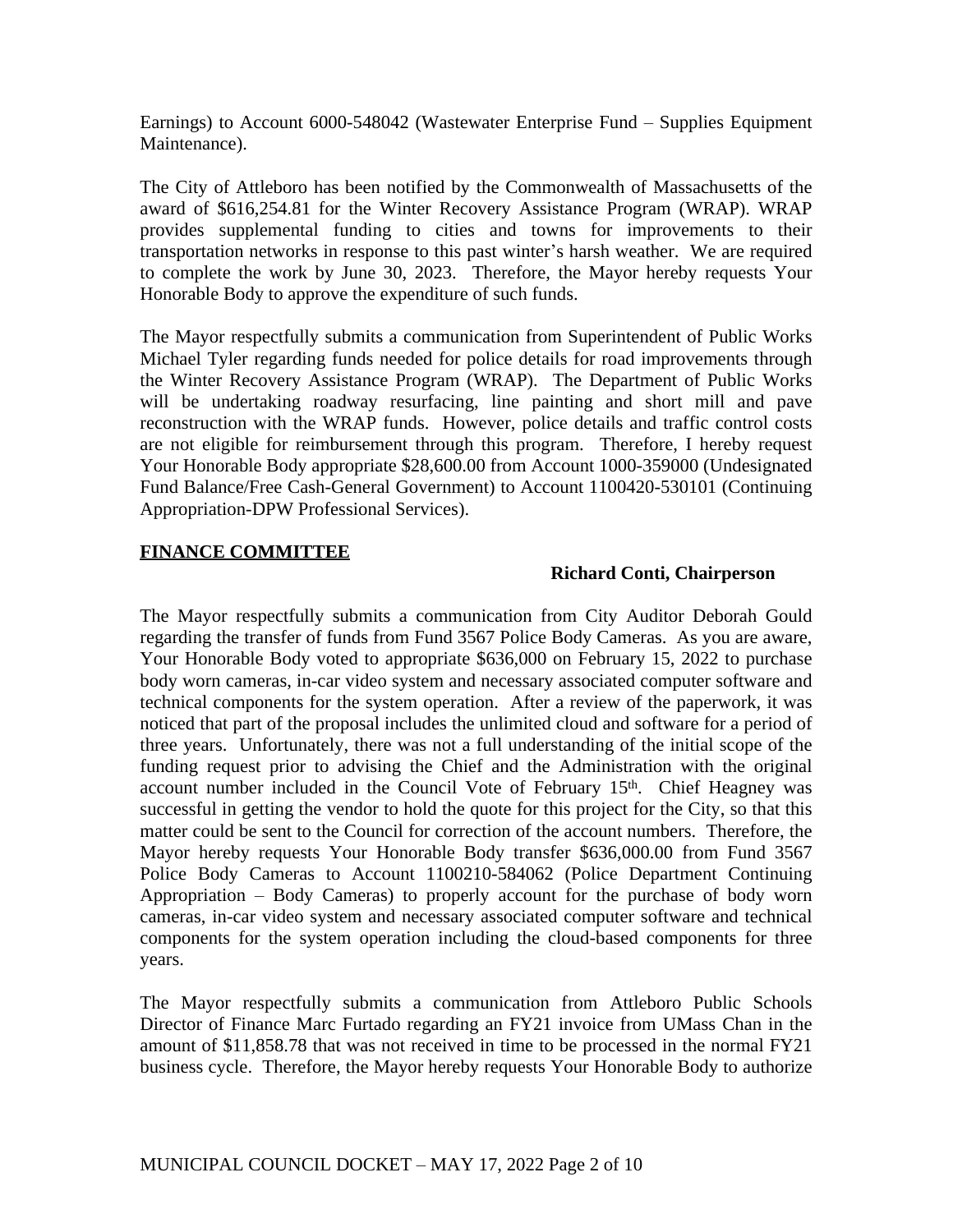Earnings) to Account 6000-548042 (Wastewater Enterprise Fund – Supplies Equipment Maintenance).

The City of Attleboro has been notified by the Commonwealth of Massachusetts of the award of $616,254.81 for the Winter Recovery Assistance Program (WRAP). WRAP provides supplemental funding to cities and towns for improvements to their transportation networks in response to this past winter's harsh weather. We are required to complete the work by June 30, 2023. Therefore, the Mayor hereby requests Your Honorable Body to approve the expenditure of such funds.

The Mayor respectfully submits a communication from Superintendent of Public Works Michael Tyler regarding funds needed for police details for road improvements through the Winter Recovery Assistance Program (WRAP). The Department of Public Works will be undertaking roadway resurfacing, line painting and short mill and pave reconstruction with the WRAP funds. However, police details and traffic control costs are not eligible for reimbursement through this program. Therefore, I hereby request Your Honorable Body appropriate $28,600.00 from Account 1000-359000 (Undesignated Fund Balance/Free Cash-General Government) to Account 1100420-530101 (Continuing Appropriation-DPW Professional Services).

**FINANCE COMMITTEE**

**Richard Conti, Chairperson**

The Mayor respectfully submits a communication from City Auditor Deborah Gould regarding the transfer of funds from Fund 3567 Police Body Cameras. As you are aware, Your Honorable Body voted to appropriate $636,000 on February 15, 2022 to purchase body worn cameras, in-car video system and necessary associated computer software and technical components for the system operation. After a review of the paperwork, it was noticed that part of the proposal includes the unlimited cloud and software for a period of three years. Unfortunately, there was not a full understanding of the initial scope of the funding request prior to advising the Chief and the Administration with the original account number included in the Council Vote of February 15th. Chief Heagney was successful in getting the vendor to hold the quote for this project for the City, so that this matter could be sent to the Council for correction of the account numbers. Therefore, the Mayor hereby requests Your Honorable Body transfer $636,000.00 from Fund 3567 Police Body Cameras to Account 1100210-584062 (Police Department Continuing Appropriation – Body Cameras) to properly account for the purchase of body worn cameras, in-car video system and necessary associated computer software and technical components for the system operation including the cloud-based components for three years.

The Mayor respectfully submits a communication from Attleboro Public Schools Director of Finance Marc Furtado regarding an FY21 invoice from UMass Chan in the amount of $11,858.78 that was not received in time to be processed in the normal FY21 business cycle. Therefore, the Mayor hereby requests Your Honorable Body to authorize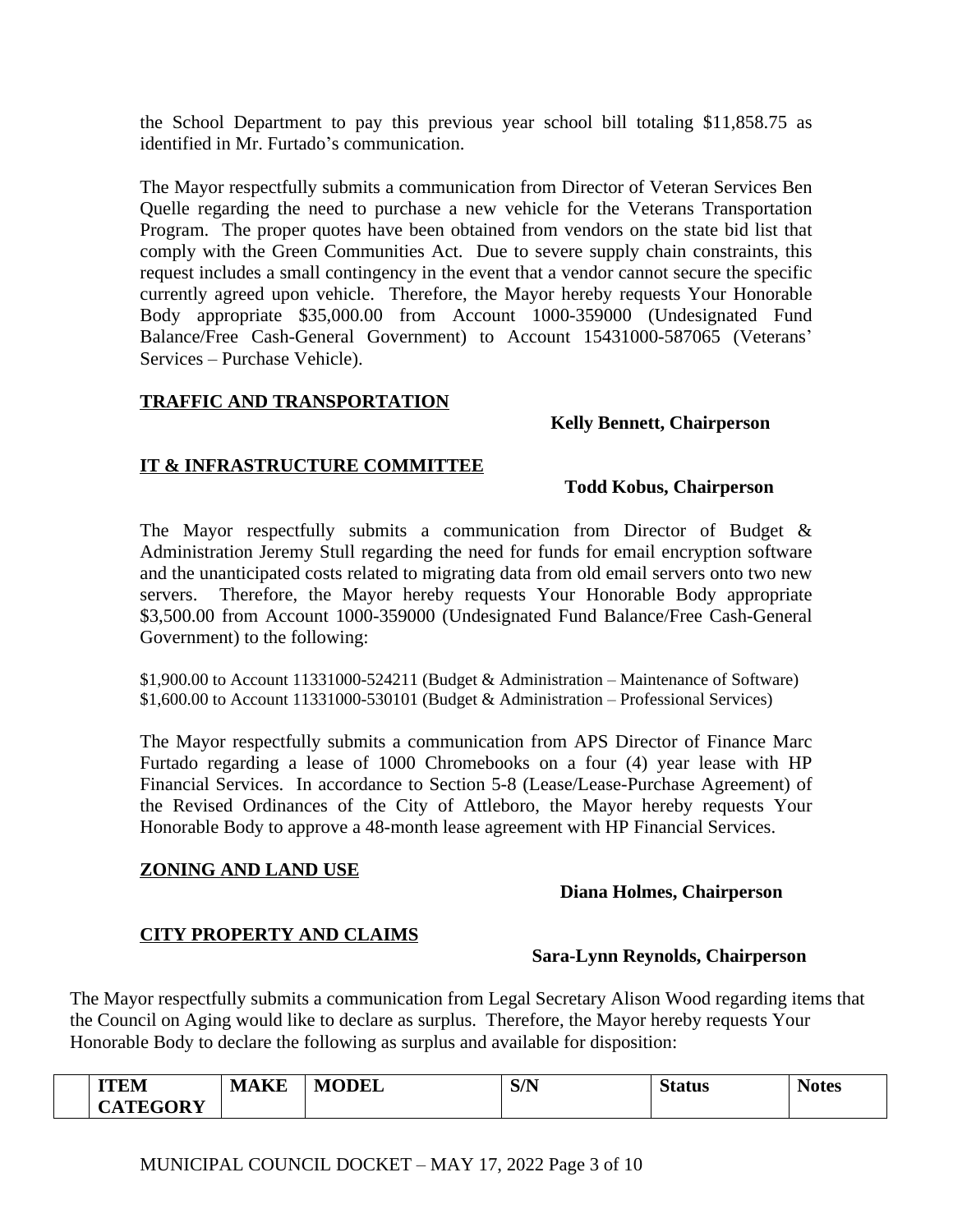the School Department to pay this previous year school bill totaling $11,858.75 as identified in Mr. Furtado's communication.

The Mayor respectfully submits a communication from Director of Veteran Services Ben Quelle regarding the need to purchase a new vehicle for the Veterans Transportation Program. The proper quotes have been obtained from vendors on the state bid list that comply with the Green Communities Act. Due to severe supply chain constraints, this request includes a small contingency in the event that a vendor cannot secure the specific currently agreed upon vehicle. Therefore, the Mayor hereby requests Your Honorable Body appropriate $35,000.00 from Account 1000-359000 (Undesignated Fund Balance/Free Cash-General Government) to Account 15431000-587065 (Veterans' Services – Purchase Vehicle).

**TRAFFIC AND TRANSPORTATION**

**Kelly Bennett, Chairperson**

**IT & INFRASTRUCTURE COMMITTEE**

**Todd Kobus, Chairperson**

The Mayor respectfully submits a communication from Director of Budget & Administration Jeremy Stull regarding the need for funds for email encryption software and the unanticipated costs related to migrating data from old email servers onto two new servers. Therefore, the Mayor hereby requests Your Honorable Body appropriate $3,500.00 from Account 1000-359000 (Undesignated Fund Balance/Free Cash-General Government) to the following:

$1,900.00 to Account 11331000-524211 (Budget & Administration – Maintenance of Software)
$1,600.00 to Account 11331000-530101 (Budget & Administration – Professional Services)

The Mayor respectfully submits a communication from APS Director of Finance Marc Furtado regarding a lease of 1000 Chromebooks on a four (4) year lease with HP Financial Services. In accordance to Section 5-8 (Lease/Lease-Purchase Agreement) of the Revised Ordinances of the City of Attleboro, the Mayor hereby requests Your Honorable Body to approve a 48-month lease agreement with HP Financial Services.

**ZONING AND LAND USE**

**Diana Holmes, Chairperson**

**CITY PROPERTY AND CLAIMS**

**Sara-Lynn Reynolds, Chairperson**

The Mayor respectfully submits a communication from Legal Secretary Alison Wood regarding items that the Council on Aging would like to declare as surplus. Therefore, the Mayor hereby requests Your Honorable Body to declare the following as surplus and available for disposition:

| | ITEM CATEGORY | MAKE | MODEL | S/N | Status | Notes |
|---|---|---|---|---|---|---|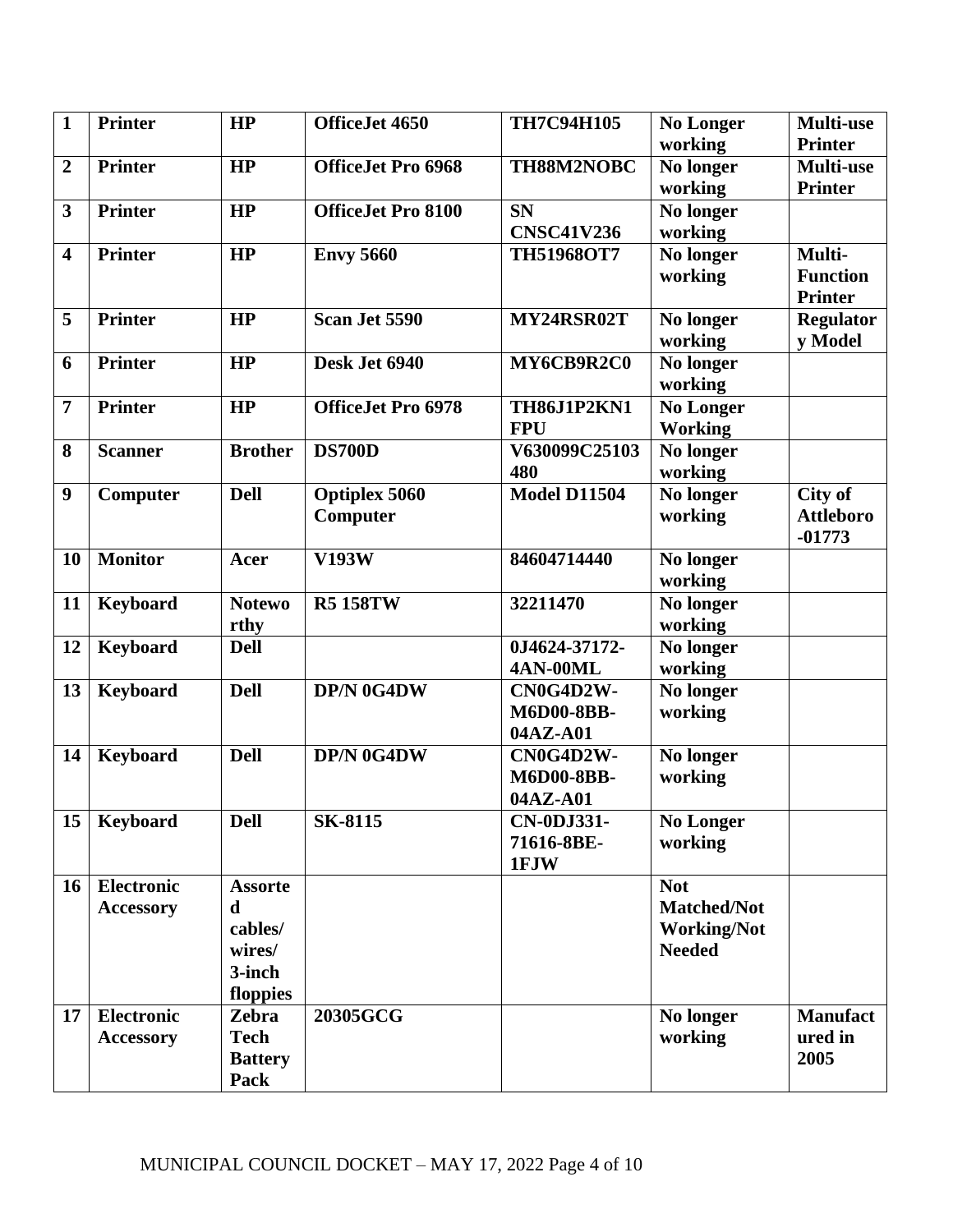| 1 | Printer | HP | OfficeJet 4650 | TH7C94H105 | No Longer working | Multi-use Printer |
|---|---|---|---|---|---|---|
| 2 | Printer | HP | OfficeJet Pro 6968 | TH88M2NOBC | No longer working | Multi-use Printer |
| 3 | Printer | HP | OfficeJet Pro 8100 | SN CNSC41V236 | No longer working | |
| 4 | Printer | HP | Envy 5660 | TH51968OT7 | No longer working | Multi-Function Printer |
| 5 | Printer | HP | Scan Jet 5590 | MY24RSR02T | No longer working | Regulatory Model |
| 6 | Printer | HP | Desk Jet 6940 | MY6CB9R2C0 | No longer working | |
| 7 | Printer | HP | OfficeJet Pro 6978 | TH86J1P2KN1FPU | No Longer Working | |
| 8 | Scanner | Brother | DS700D | V630099C25103480 | No longer working | |
| 9 | Computer | Dell | Optiplex 5060 Computer | Model D11504 | No longer working | City of Attleboro -01773 |
| 10 | Monitor | Acer | V193W | 84604714440 | No longer working | |
| 11 | Keyboard | Noteworthy | R5 158TW | 32211470 | No longer working | |
| 12 | Keyboard | Dell | | 0J4624-37172-4AN-00ML | No longer working | |
| 13 | Keyboard | Dell | DP/N 0G4DW | CN0G4D2W-M6D00-8BB-04AZ-A01 | No longer working | |
| 14 | Keyboard | Dell | DP/N 0G4DW | CN0G4D2W-M6D00-8BB-04AZ-A01 | No longer working | |
| 15 | Keyboard | Dell | SK-8115 | CN-0DJ331-71616-8BE-1FJW | No Longer working | |
| 16 | Electronic Accessory | Assorted cables/ wires/ 3-inch floppies | | | Not Matched/Not Working/Not Needed | |
| 17 | Electronic Accessory | Zebra Tech Battery Pack | 20305GCG | | No longer working | Manufactured in 2005 |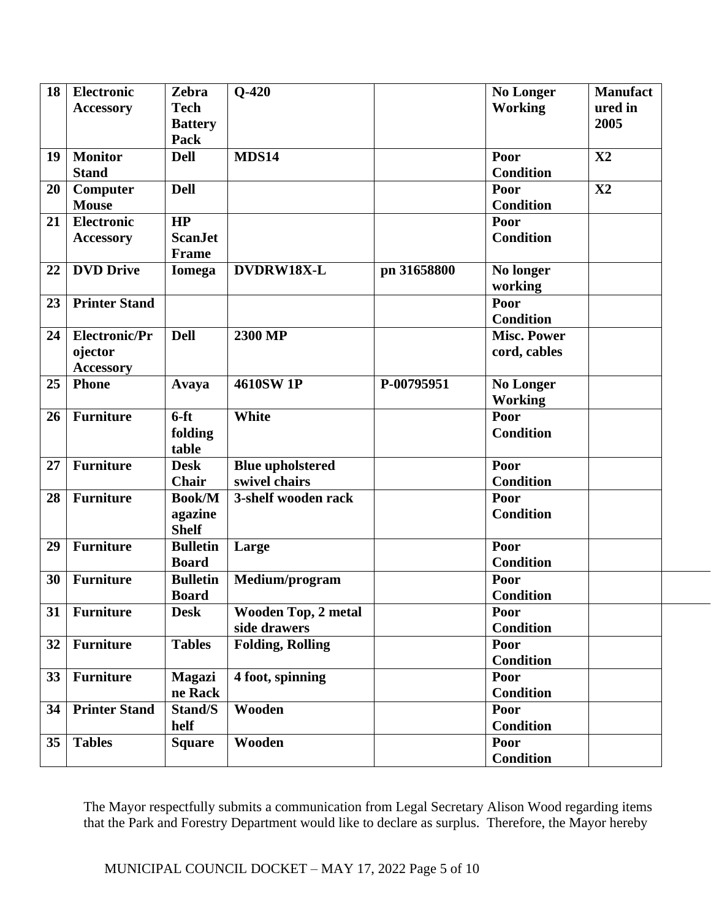| 18 | Electronic Accessory | Zebra Tech Battery Pack | Q-420 | | No Longer Working | Manufactured in 2005 |
|---|---|---|---|---|---|---|
| 19 | Monitor Stand | Dell | MDS14 | | Poor Condition | X2 |
| 20 | Computer Mouse | Dell | | | Poor Condition | X2 |
| 21 | Electronic Accessory | HP ScanJet Frame | | | Poor Condition | |
| 22 | DVD Drive | Iomega | DVDRW18X-L | pn 31658800 | No longer working | |
| 23 | Printer Stand | | | | Poor Condition | |
| 24 | Electronic/Projector Accessory | Dell | 2300 MP | | Misc. Power cord, cables | |
| 25 | Phone | Avaya | 4610SW 1P | P-00795951 | No Longer Working | |
| 26 | Furniture | 6-ft folding table | White | | Poor Condition | |
| 27 | Furniture | Desk Chair | Blue upholstered swivel chairs | | Poor Condition | |
| 28 | Furniture | Book/Magazine Shelf | 3-shelf wooden rack | | Poor Condition | |
| 29 | Furniture | Bulletin Board | Large | | Poor Condition | |
| 30 | Furniture | Bulletin Board | Medium/program | | Poor Condition | |
| 31 | Furniture | Desk | Wooden Top, 2 metal side drawers | | Poor Condition | |
| 32 | Furniture | Tables | Folding, Rolling | | Poor Condition | |
| 33 | Furniture | Magazine Rack | 4 foot, spinning | | Poor Condition | |
| 34 | Printer Stand | Stand/Shelf | Wooden | | Poor Condition | |
| 35 | Tables | Square | Wooden | | Poor Condition | |

The Mayor respectfully submits a communication from Legal Secretary Alison Wood regarding items that the Park and Forestry Department would like to declare as surplus. Therefore, the Mayor hereby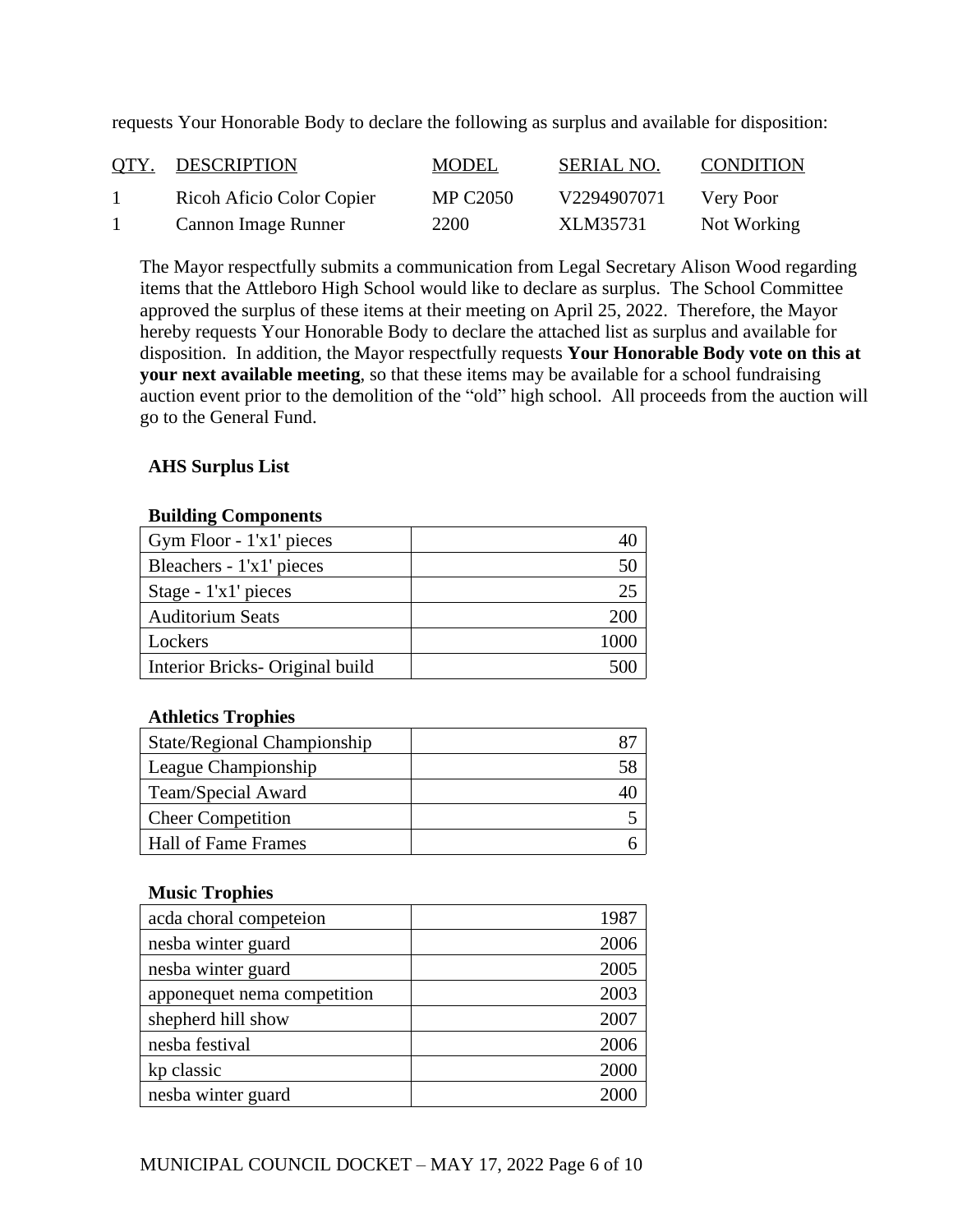requests Your Honorable Body to declare the following as surplus and available for disposition:

| QTY. | DESCRIPTION | MODEL | SERIAL NO. | CONDITION |
|---|---|---|---|---|
| 1 | Ricoh Aficio Color Copier | MP C2050 | V2294907071 | Very Poor |
| 1 | Cannon Image Runner | 2200 | XLM35731 | Not Working |

The Mayor respectfully submits a communication from Legal Secretary Alison Wood regarding items that the Attleboro High School would like to declare as surplus. The School Committee approved the surplus of these items at their meeting on April 25, 2022. Therefore, the Mayor hereby requests Your Honorable Body to declare the attached list as surplus and available for disposition. In addition, the Mayor respectfully requests **Your Honorable Body vote on this at your next available meeting**, so that these items may be available for a school fundraising auction event prior to the demolition of the "old" high school. All proceeds from the auction will go to the General Fund.

**AHS Surplus List**

**Building Components**

| | |
|---|---|
| Gym Floor - 1'x1' pieces | 40 |
| Bleachers - 1'x1' pieces | 50 |
| Stage - 1'x1' pieces | 25 |
| Auditorium Seats | 200 |
| Lockers | 1000 |
| Interior Bricks- Original build | 500 |

**Athletics Trophies**

| | |
|---|---|
| State/Regional Championship | 87 |
| League Championship | 58 |
| Team/Special Award | 40 |
| Cheer Competition | 5 |
| Hall of Fame Frames | 6 |

**Music Trophies**

| | |
|---|---|
| acda choral competeion | 1987 |
| nesba winter guard | 2006 |
| nesba winter guard | 2005 |
| apponequet nema competition | 2003 |
| shepherd hill show | 2007 |
| nesba festival | 2006 |
| kp classic | 2000 |
| nesba winter guard | 2000 |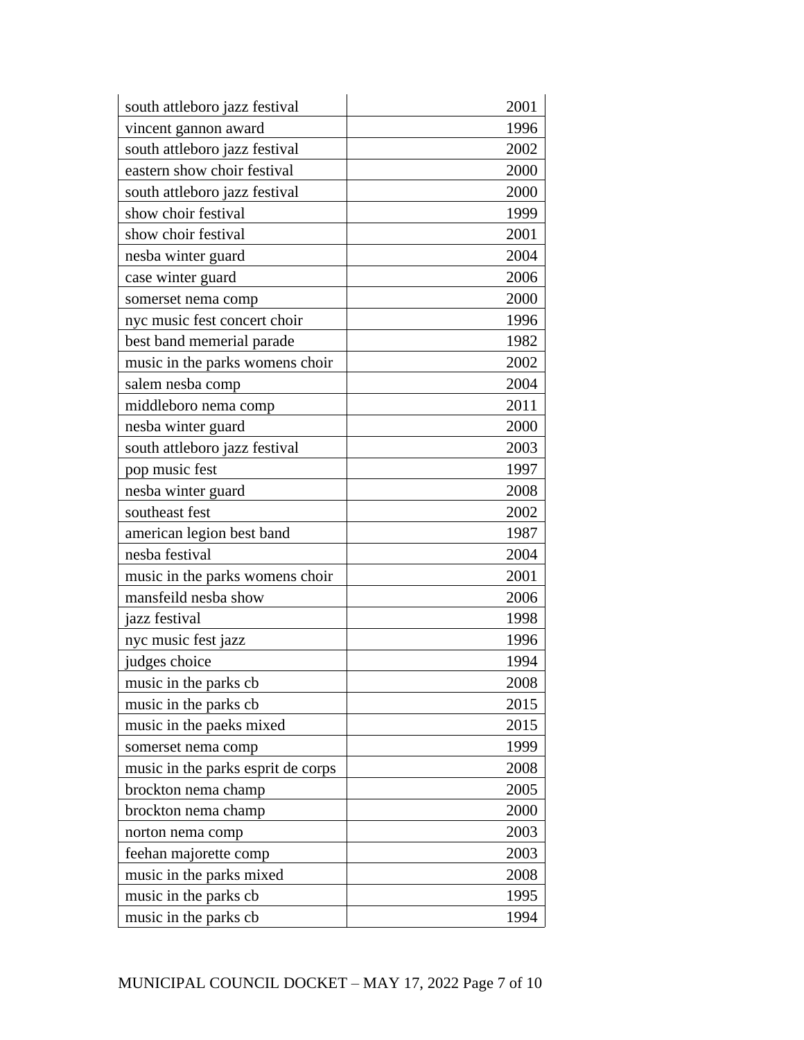| | |
|---|---|
| south attleboro jazz festival | 2001 |
| vincent gannon award | 1996 |
| south attleboro jazz festival | 2002 |
| eastern show choir festival | 2000 |
| south attleboro jazz festival | 2000 |
| show choir festival | 1999 |
| show choir festival | 2001 |
| nesba winter guard | 2004 |
| case winter guard | 2006 |
| somerset nema comp | 2000 |
| nyc music fest concert choir | 1996 |
| best band memerial parade | 1982 |
| music in the parks womens choir | 2002 |
| salem nesba comp | 2004 |
| middleboro nema comp | 2011 |
| nesba winter guard | 2000 |
| south attleboro jazz festival | 2003 |
| pop music fest | 1997 |
| nesba winter guard | 2008 |
| southeast fest | 2002 |
| american legion best band | 1987 |
| nesba festival | 2004 |
| music in the parks womens choir | 2001 |
| mansfeild nesba show | 2006 |
| jazz festival | 1998 |
| nyc music fest jazz | 1996 |
| judges choice | 1994 |
| music in the parks cb | 2008 |
| music in the parks cb | 2015 |
| music in the paeks mixed | 2015 |
| somerset nema comp | 1999 |
| music in the parks esprit de corps | 2008 |
| brockton nema champ | 2005 |
| brockton nema champ | 2000 |
| norton nema comp | 2003 |
| feehan majorette comp | 2003 |
| music in the parks mixed | 2008 |
| music in the parks cb | 1995 |
| music in the parks cb | 1994 |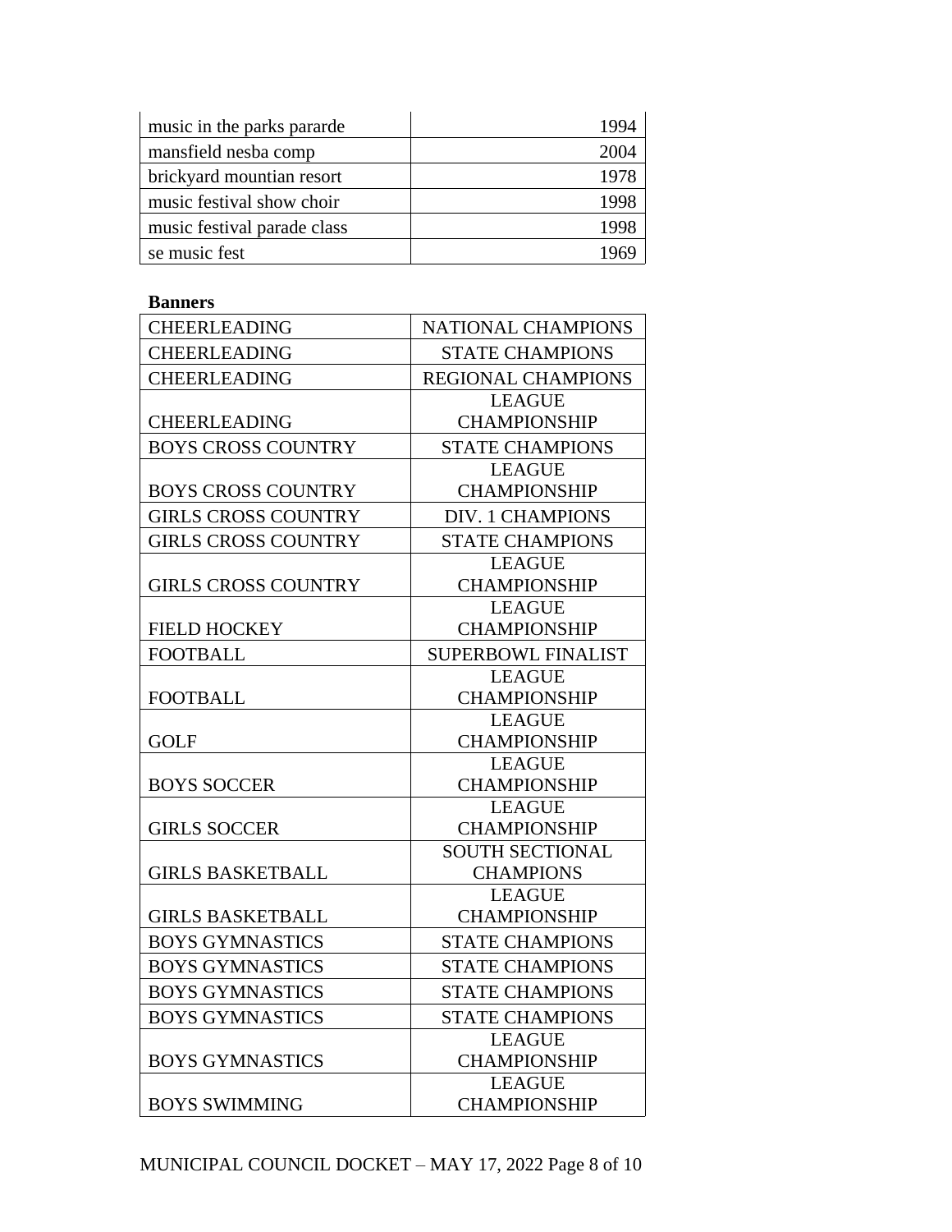| music in the parks pararde | 1994 |
|---|---|
| mansfield nesba comp | 2004 |
| brickyard mountian resort | 1978 |
| music festival show choir | 1998 |
| music festival parade class | 1998 |
| se music fest | 1969 |

**Banners**

| CHEERLEADING | NATIONAL CHAMPIONS |
|---|---|
| CHEERLEADING | STATE CHAMPIONS |
| CHEERLEADING | REGIONAL CHAMPIONS |
| CHEERLEADING | LEAGUE CHAMPIONSHIP |
| BOYS CROSS COUNTRY | STATE CHAMPIONS |
| BOYS CROSS COUNTRY | LEAGUE CHAMPIONSHIP |
| GIRLS CROSS COUNTRY | DIV. 1 CHAMPIONS |
| GIRLS CROSS COUNTRY | STATE CHAMPIONS |
| GIRLS CROSS COUNTRY | LEAGUE CHAMPIONSHIP |
| FIELD HOCKEY | LEAGUE CHAMPIONSHIP |
| FOOTBALL | SUPERBOWL FINALIST |
| FOOTBALL | LEAGUE CHAMPIONSHIP |
| GOLF | LEAGUE CHAMPIONSHIP |
| BOYS SOCCER | LEAGUE CHAMPIONSHIP |
| GIRLS SOCCER | LEAGUE CHAMPIONSHIP |
| GIRLS BASKETBALL | SOUTH SECTIONAL CHAMPIONS |
| GIRLS BASKETBALL | LEAGUE CHAMPIONSHIP |
| BOYS GYMNASTICS | STATE CHAMPIONS |
| BOYS GYMNASTICS | STATE CHAMPIONS |
| BOYS GYMNASTICS | STATE CHAMPIONS |
| BOYS GYMNASTICS | STATE CHAMPIONS |
| BOYS GYMNASTICS | LEAGUE CHAMPIONSHIP |
| BOYS SWIMMING | LEAGUE CHAMPIONSHIP |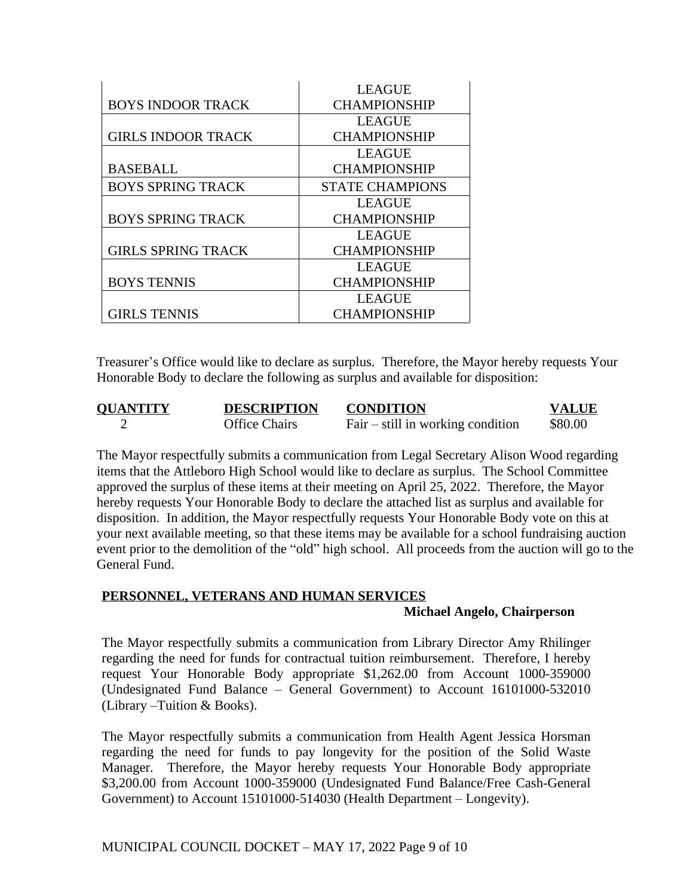| | |
|---|---|
| BOYS INDOOR TRACK | LEAGUE CHAMPIONSHIP |
| GIRLS INDOOR TRACK | LEAGUE CHAMPIONSHIP |
| BASEBALL | LEAGUE CHAMPIONSHIP |
| BOYS SPRING TRACK | STATE CHAMPIONS |
| BOYS SPRING TRACK | LEAGUE CHAMPIONSHIP |
| GIRLS SPRING TRACK | LEAGUE CHAMPIONSHIP |
| BOYS TENNIS | LEAGUE CHAMPIONSHIP |
| GIRLS TENNIS | LEAGUE CHAMPIONSHIP |

Treasurer's Office would like to declare as surplus. Therefore, the Mayor hereby requests Your Honorable Body to declare the following as surplus and available for disposition:

| QUANTITY | DESCRIPTION | CONDITION | VALUE |
|---|---|---|---|
| 2 | Office Chairs | Fair – still in working condition | \$80.00 |

The Mayor respectfully submits a communication from Legal Secretary Alison Wood regarding items that the Attleboro High School would like to declare as surplus. The School Committee approved the surplus of these items at their meeting on April 25, 2022. Therefore, the Mayor hereby requests Your Honorable Body to declare the attached list as surplus and available for disposition. In addition, the Mayor respectfully requests Your Honorable Body vote on this at your next available meeting, so that these items may be available for a school fundraising auction event prior to the demolition of the "old" high school. All proceeds from the auction will go to the General Fund.

## PERSONNEL, VETERANS AND HUMAN SERVICES

**Michael Angelo, Chairperson**

The Mayor respectfully submits a communication from Library Director Amy Rhilinger regarding the need for funds for contractual tuition reimbursement. Therefore, I hereby request Your Honorable Body appropriate \$1,262.00 from Account 1000-359000 (Undesignated Fund Balance – General Government) to Account 16101000-532010 (Library –Tuition & Books).

The Mayor respectfully submits a communication from Health Agent Jessica Horsman regarding the need for funds to pay longevity for the position of the Solid Waste Manager. Therefore, the Mayor hereby requests Your Honorable Body appropriate \$3,200.00 from Account 1000-359000 (Undesignated Fund Balance/Free Cash-General Government) to Account 15101000-514030 (Health Department – Longevity).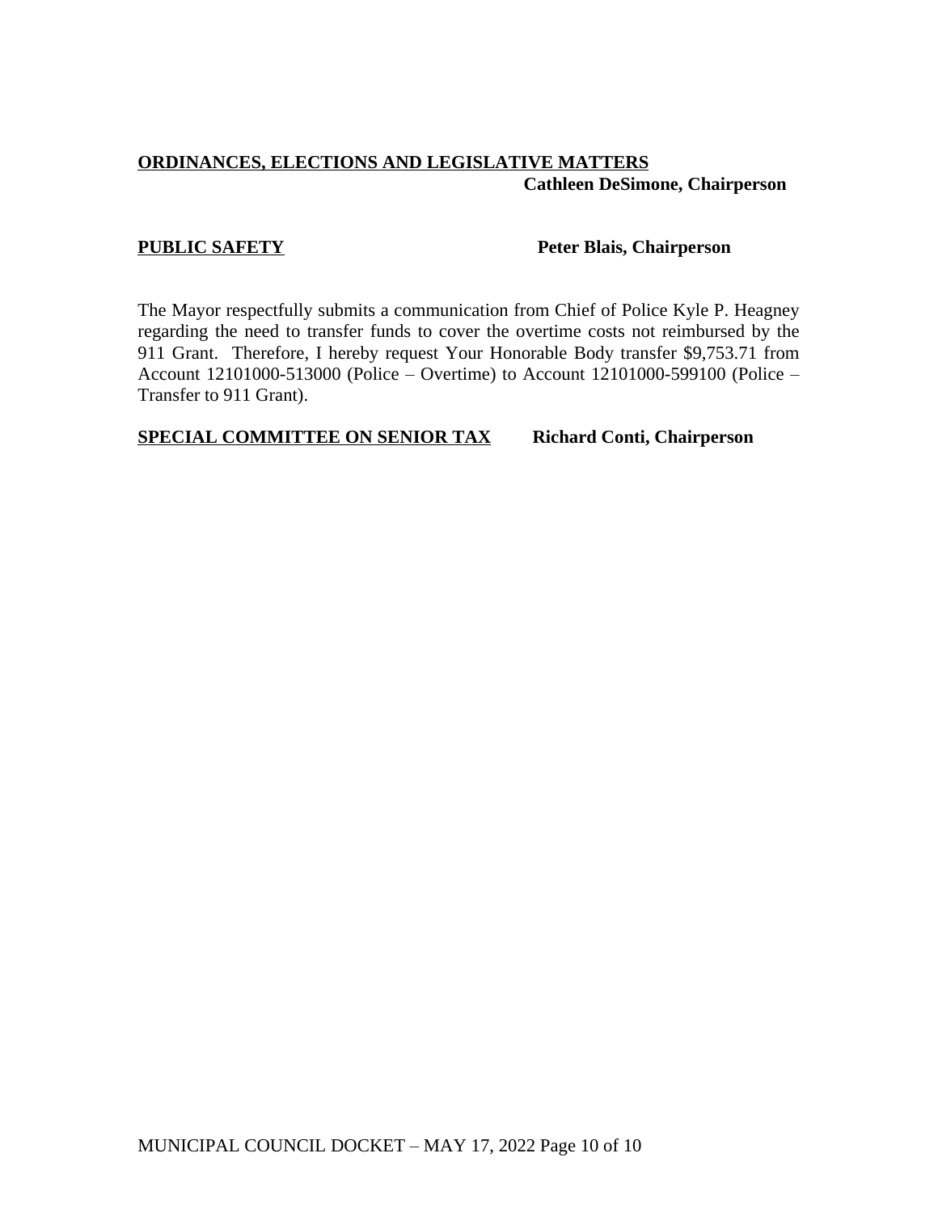**<u>ORDINANCES, ELECTIONS AND LEGISLATIVE MATTERS</u>**
**Cathleen DeSimone, Chairperson**

**<u>PUBLIC SAFETY</u>** **Peter Blais, Chairperson**

The Mayor respectfully submits a communication from Chief of Police Kyle P. Heagney regarding the need to transfer funds to cover the overtime costs not reimbursed by the 911 Grant. Therefore, I hereby request Your Honorable Body transfer $9,753.71 from Account 12101000-513000 (Police – Overtime) to Account 12101000-599100 (Police – Transfer to 911 Grant).

**<u>SPECIAL COMMITTEE ON SENIOR TAX</u>** **Richard Conti, Chairperson**